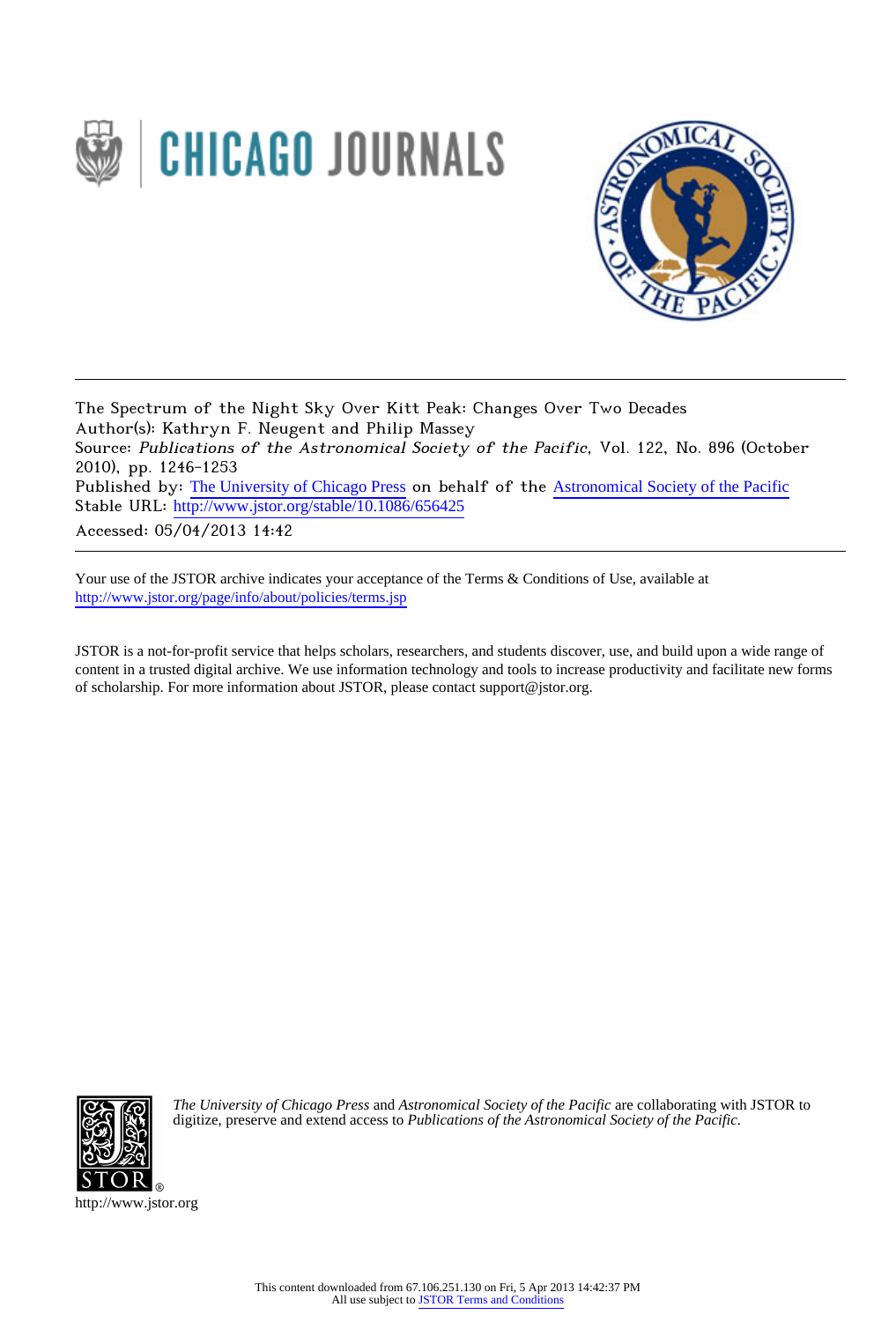The Spectrum of the Night Sky Over Kitt Peak: Changes Over Two Decades
Author(s): Kathryn F. Neugent and Philip Massey
Source: *Publications of the Astronomical Society of the Pacific*, Vol. 122, No. 896 (October 2010), pp. 1246-1253
Published by: The University of Chicago Press on behalf of the Astronomical Society of the Pacific
Stable URL: http://www.jstor.org/stable/10.1086/656425
Accessed: 05/04/2013 14:42

---

Your use of the JSTOR archive indicates your acceptance of the Terms & Conditions of Use, available at http://www.jstor.org/page/info/about/policies/terms.jsp

JSTOR is a not-for-profit service that helps scholars, researchers, and students discover, use, and build upon a wide range of content in a trusted digital archive. We use information technology and tools to increase productivity and facilitate new forms of scholarship. For more information about JSTOR, please contact support@jstor.org.

*The University of Chicago Press* and *Astronomical Society of the Pacific* are collaborating with JSTOR to digitize, preserve and extend access to *Publications of the Astronomical Society of the Pacific*.

http://www.jstor.org

This content downloaded from 67.106.251.130 on Fri, 5 Apr 2013 14:42:37 PM
All use subject to JSTOR Terms and Conditions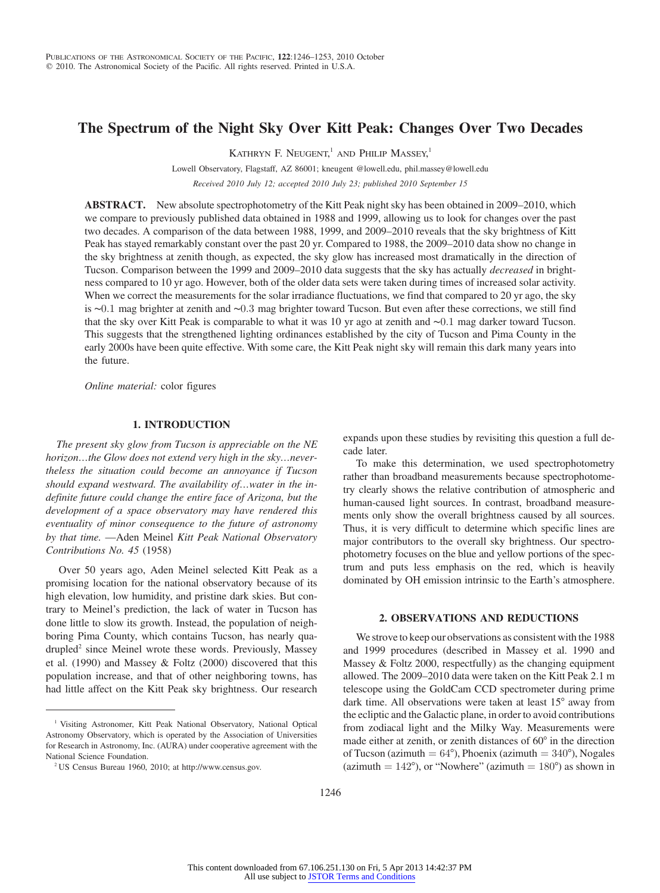# The Spectrum of the Night Sky Over Kitt Peak: Changes Over Two Decades

Kathryn F. Neugent,[1] and Philip Massey,[1]

Lowell Observatory, Flagstaff, AZ 86001; kneugent @lowell.edu, phil.massey@lowell.edu

*Received 2010 July 12; accepted 2010 July 23; published 2010 September 15*

**ABSTRACT.** New absolute spectrophotometry of the Kitt Peak night sky has been obtained in 2009–2010, which we compare to previously published data obtained in 1988 and 1999, allowing us to look for changes over the past two decades. A comparison of the data between 1988, 1999, and 2009–2010 reveals that the sky brightness of Kitt Peak has stayed remarkably constant over the past 20 yr. Compared to 1988, the 2009–2010 data show no change in the sky brightness at zenith though, as expected, the sky glow has increased most dramatically in the direction of Tucson. Comparison between the 1999 and 2009–2010 data suggests that the sky has actually *decreased* in brightness compared to 10 yr ago. However, both of the older data sets were taken during times of increased solar activity. When we correct the measurements for the solar irradiance fluctuations, we find that compared to 20 yr ago, the sky is ~0.1 mag brighter at zenith and ~0.3 mag brighter toward Tucson. But even after these corrections, we still find that the sky over Kitt Peak is comparable to what it was 10 yr ago at zenith and ~0.1 mag darker toward Tucson. This suggests that the strengthened lighting ordinances established by the city of Tucson and Pima County in the early 2000s have been quite effective. With some care, the Kitt Peak night sky will remain this dark many years into the future.

*Online material:* color figures

## 1. INTRODUCTION

*The present sky glow from Tucson is appreciable on the NE horizon…the Glow does not extend very high in the sky…nevertheless the situation could become an annoyance if Tucson should expand westward. The availability of…water in the indefinite future could change the entire face of Arizona, but the development of a space observatory may have rendered this eventuality of minor consequence to the future of astronomy by that time.* —Aden Meinel *Kitt Peak National Observatory Contributions No. 45* (1958)

Over 50 years ago, Aden Meinel selected Kitt Peak as a promising location for the national observatory because of its high elevation, low humidity, and pristine dark skies. But contrary to Meinel's prediction, the lack of water in Tucson has done little to slow its growth. Instead, the population of neighboring Pima County, which contains Tucson, has nearly quadrupled[2] since Meinel wrote these words. Previously, Massey et al. (1990) and Massey & Foltz (2000) discovered that this population increase, and that of other neighboring towns, has had little affect on the Kitt Peak sky brightness. Our research expands upon these studies by revisiting this question a full decade later.

To make this determination, we used spectrophotometry rather than broadband measurements because spectrophotometry clearly shows the relative contribution of atmospheric and human-caused light sources. In contrast, broadband measurements only show the overall brightness caused by all sources. Thus, it is very difficult to determine which specific lines are major contributors to the overall sky brightness. Our spectrophotometry focuses on the blue and yellow portions of the spectrum and puts less emphasis on the red, which is heavily dominated by OH emission intrinsic to the Earth's atmosphere.

## 2. OBSERVATIONS AND REDUCTIONS

We strove to keep our observations as consistent with the 1988 and 1999 procedures (described in Massey et al. 1990 and Massey & Foltz 2000, respectfully) as the changing equipment allowed. The 2009–2010 data were taken on the Kitt Peak 2.1 m telescope using the GoldCam CCD spectrometer during prime dark time. All observations were taken at least 15° away from the ecliptic and the Galactic plane, in order to avoid contributions from zodiacal light and the Milky Way. Measurements were made either at zenith, or zenith distances of 60° in the direction of Tucson (azimuth = 64°), Phoenix (azimuth = 340°), Nogales (azimuth = 142°), or "Nowhere" (azimuth = 180°) as shown in

[1] Visiting Astronomer, Kitt Peak National Observatory, National Optical Astronomy Observatory, which is operated by the Association of Universities for Research in Astronomy, Inc. (AURA) under cooperative agreement with the National Science Foundation.

[2] US Census Bureau 1960, 2010; at http://www.census.gov.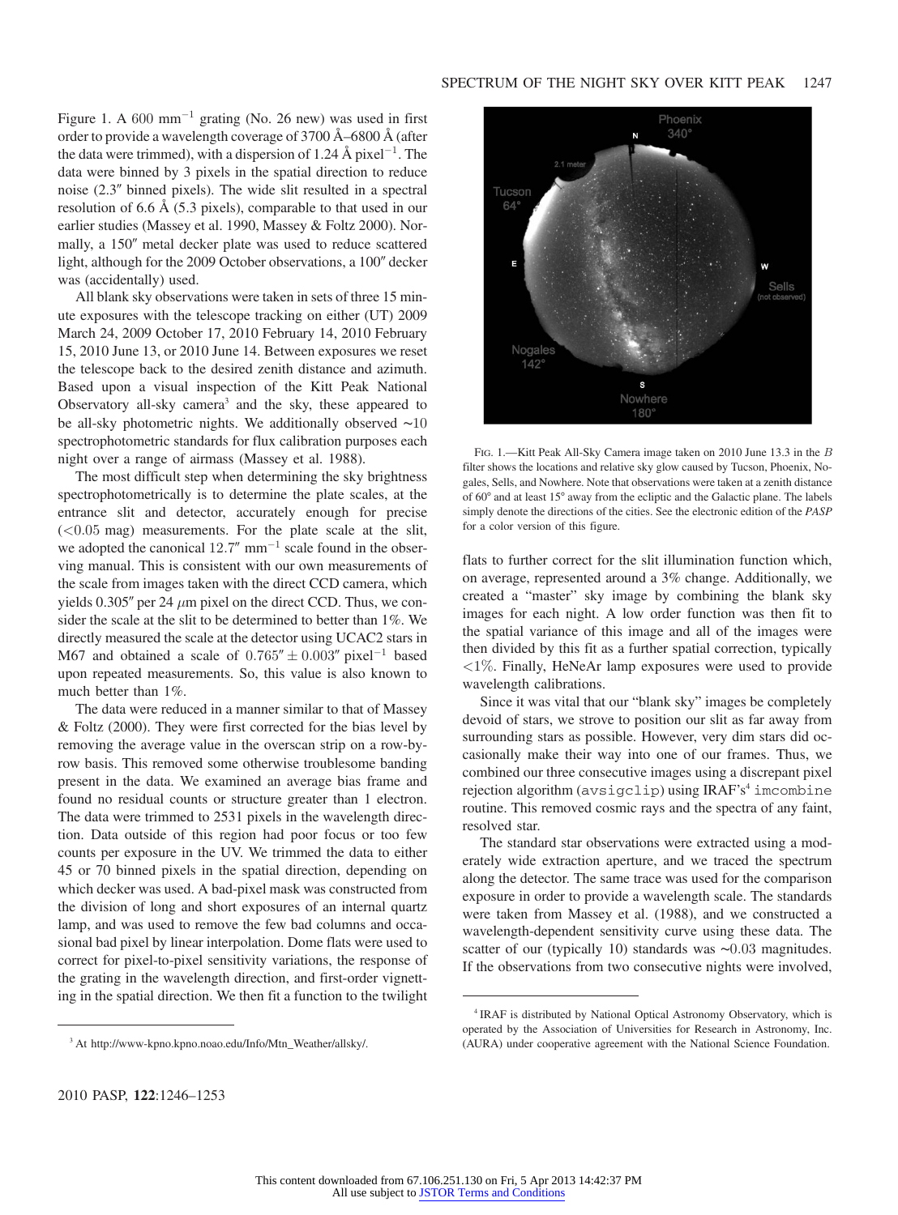Figure 1. A 600 mm$^{-1}$ grating (No. 26 new) was used in first order to provide a wavelength coverage of 3700 Å–6800 Å (after the data were trimmed), with a dispersion of 1.24 Å pixel$^{-1}$. The data were binned by 3 pixels in the spatial direction to reduce noise (2.3″ binned pixels). The wide slit resulted in a spectral resolution of 6.6 Å (5.3 pixels), comparable to that used in our earlier studies (Massey et al. 1990, Massey & Foltz 2000). Normally, a 150″ metal decker plate was used to reduce scattered light, although for the 2009 October observations, a 100″ decker was (accidentally) used.

All blank sky observations were taken in sets of three 15 minute exposures with the telescope tracking on either (UT) 2009 March 24, 2009 October 17, 2010 February 14, 2010 February 15, 2010 June 13, or 2010 June 14. Between exposures we reset the telescope back to the desired zenith distance and azimuth. Based upon a visual inspection of the Kitt Peak National Observatory all-sky camera[3] and the sky, these appeared to be all-sky photometric nights. We additionally observed ~10 spectrophotometric standards for flux calibration purposes each night over a range of airmass (Massey et al. 1988).

The most difficult step when determining the sky brightness spectrophotometrically is to determine the plate scales, at the entrance slit and detector, accurately enough for precise ($<0.05$ mag) measurements. For the plate scale at the slit, we adopted the canonical 12.7″ mm$^{-1}$ scale found in the observing manual. This is consistent with our own measurements of the scale from images taken with the direct CCD camera, which yields 0.305″ per 24 $\mu$m pixel on the direct CCD. Thus, we consider the scale at the slit to be determined to better than 1%. We directly measured the scale at the detector using UCAC2 stars in M67 and obtained a scale of $0.765'' \pm 0.003''$ pixel$^{-1}$ based upon repeated measurements. So, this value is also known to much better than 1%.

The data were reduced in a manner similar to that of Massey & Foltz (2000). They were first corrected for the bias level by removing the average value in the overscan strip on a row-by-row basis. This removed some otherwise troublesome banding present in the data. We examined an average bias frame and found no residual counts or structure greater than 1 electron. The data were trimmed to 2531 pixels in the wavelength direction. Data outside of this region had poor focus or too few counts per exposure in the UV. We trimmed the data to either 45 or 70 binned pixels in the spatial direction, depending on which decker was used. A bad-pixel mask was constructed from the division of long and short exposures of an internal quartz lamp, and was used to remove the few bad columns and occasional bad pixel by linear interpolation. Dome flats were used to correct for pixel-to-pixel sensitivity variations, the response of the grating in the wavelength direction, and first-order vignetting in the spatial direction. We then fit a function to the twilight flats to further correct for the slit illumination function which, on average, represented around a 3% change. Additionally, we created a "master" sky image by combining the blank sky images for each night. A low order function was then fit to the spatial variance of this image and all of the images were then divided by this fit as a further spatial correction, typically $<1\%$. Finally, HeNeAr lamp exposures were used to provide wavelength calibrations.

Fig. 1.—Kitt Peak All-Sky Camera image taken on 2010 June 13.3 in the *B* filter shows the locations and relative sky glow caused by Tucson, Phoenix, Nogales, Sells, and Nowhere. Note that observations were taken at a zenith distance of 60° and at least 15° away from the ecliptic and the Galactic plane. The labels simply denote the directions of the cities. See the electronic edition of the *PASP* for a color version of this figure.

Since it was vital that our "blank sky" images be completely devoid of stars, we strove to position our slit as far away from surrounding stars as possible. However, very dim stars did occasionally make their way into one of our frames. Thus, we combined our three consecutive images using a discrepant pixel rejection algorithm (`avsigclip`) using IRAF's[4] `imcombine` routine. This removed cosmic rays and the spectra of any faint, resolved star.

The standard star observations were extracted using a moderately wide extraction aperture, and we traced the spectrum along the detector. The same trace was used for the comparison exposure in order to provide a wavelength scale. The standards were taken from Massey et al. (1988), and we constructed a wavelength-dependent sensitivity curve using these data. The scatter of our (typically 10) standards was ~0.03 magnitudes. If the observations from two consecutive nights were involved,

[3] At http://www-kpno.kpno.noao.edu/Info/Mtn_Weather/allsky/.

[4] IRAF is distributed by National Optical Astronomy Observatory, which is operated by the Association of Universities for Research in Astronomy, Inc. (AURA) under cooperative agreement with the National Science Foundation.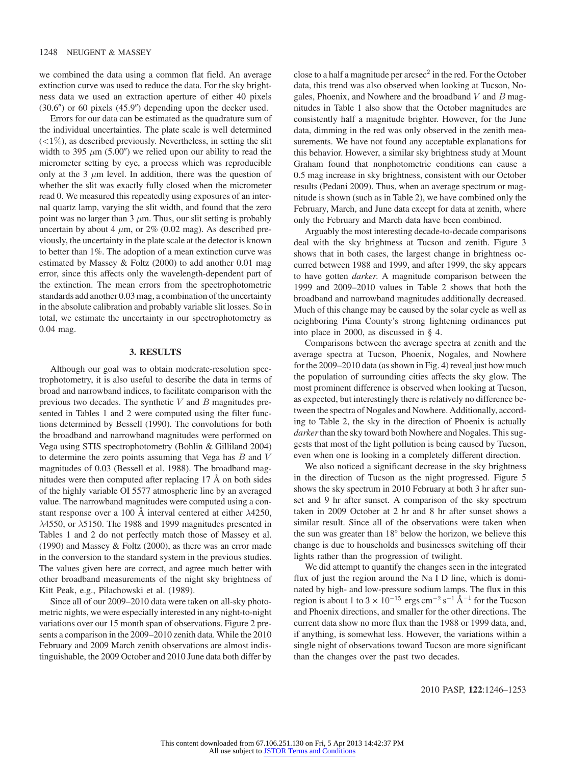we combined the data using a common flat field. An average extinction curve was used to reduce the data. For the sky brightness data we used an extraction aperture of either 40 pixels (30.6″) or 60 pixels (45.9″) depending upon the decker used.

Errors for our data can be estimated as the quadrature sum of the individual uncertainties. The plate scale is well determined ($<1\%$), as described previously. Nevertheless, in setting the slit width to 395 $\mu$m (5.00″) we relied upon our ability to read the micrometer setting by eye, a process which was reproducible only at the 3 $\mu$m level. In addition, there was the question of whether the slit was exactly fully closed when the micrometer read 0. We measured this repeatedly using exposures of an internal quartz lamp, varying the slit width, and found that the zero point was no larger than 3 $\mu$m. Thus, our slit setting is probably uncertain by about 4 $\mu$m, or 2% (0.02 mag). As described previously, the uncertainty in the plate scale at the detector is known to better than 1%. The adoption of a mean extinction curve was estimated by Massey & Foltz (2000) to add another 0.01 mag error, since this affects only the wavelength-dependent part of the extinction. The mean errors from the spectrophotometric standards add another 0.03 mag, a combination of the uncertainty in the absolute calibration and probably variable slit losses. So in total, we estimate the uncertainty in our spectrophotometry as 0.04 mag.

## 3. RESULTS

Although our goal was to obtain moderate-resolution spectrophotometry, it is also useful to describe the data in terms of broad and narrowband indices, to facilitate comparison with the previous two decades. The synthetic $V$ and $B$ magnitudes presented in Tables 1 and 2 were computed using the filter functions determined by Bessell (1990). The convolutions for both the broadband and narrowband magnitudes were performed on Vega using STIS spectrophotometry (Bohlin & Gilliland 2004) to determine the zero points assuming that Vega has $B$ and $V$ magnitudes of 0.03 (Bessell et al. 1988). The broadband magnitudes were then computed after replacing 17 Å on both sides of the highly variable OI 5577 atmospheric line by an averaged value. The narrowband magnitudes were computed using a constant response over a 100 Å interval centered at either $\lambda$4250, $\lambda$4550, or $\lambda$5150. The 1988 and 1999 magnitudes presented in Tables 1 and 2 do not perfectly match those of Massey et al. (1990) and Massey & Foltz (2000), as there was an error made in the conversion to the standard system in the previous studies. The values given here are correct, and agree much better with other broadband measurements of the night sky brightness of Kitt Peak, e.g., Pilachowski et al. (1989).

Since all of our 2009–2010 data were taken on all-sky photometric nights, we were especially interested in any night-to-night variations over our 15 month span of observations. Figure 2 presents a comparison in the 2009–2010 zenith data. While the 2010 February and 2009 March zenith observations are almost indistinguishable, the 2009 October and 2010 June data both differ by close to a half a magnitude per arcsec$^2$ in the red. For the October data, this trend was also observed when looking at Tucson, Nogales, Phoenix, and Nowhere and the broadband $V$ and $B$ magnitudes in Table 1 also show that the October magnitudes are consistently half a magnitude brighter. However, for the June data, dimming in the red was only observed in the zenith measurements. We have not found any acceptable explanations for this behavior. However, a similar sky brightness study at Mount Graham found that nonphotometric conditions can cause a 0.5 mag increase in sky brightness, consistent with our October results (Pedani 2009). Thus, when an average spectrum or magnitude is shown (such as in Table 2), we have combined only the February, March, and June data except for data at zenith, where only the February and March data have been combined.

Arguably the most interesting decade-to-decade comparisons deal with the sky brightness at Tucson and zenith. Figure 3 shows that in both cases, the largest change in brightness occurred between 1988 and 1999, and after 1999, the sky appears to have gotten *darker*. A magnitude comparison between the 1999 and 2009–2010 values in Table 2 shows that both the broadband and narrowband magnitudes additionally decreased. Much of this change may be caused by the solar cycle as well as neighboring Pima County's strong lightening ordinances put into place in 2000, as discussed in § 4.

Comparisons between the average spectra at zenith and the average spectra at Tucson, Phoenix, Nogales, and Nowhere for the 2009–2010 data (as shown in Fig. 4) reveal just how much the population of surrounding cities affects the sky glow. The most prominent difference is observed when looking at Tucson, as expected, but interestingly there is relatively no difference between the spectra of Nogales and Nowhere. Additionally, according to Table 2, the sky in the direction of Phoenix is actually *darker* than the sky toward both Nowhere and Nogales. This suggests that most of the light pollution is being caused by Tucson, even when one is looking in a completely different direction.

We also noticed a significant decrease in the sky brightness in the direction of Tucson as the night progressed. Figure 5 shows the sky spectrum in 2010 February at both 3 hr after sunset and 9 hr after sunset. A comparison of the sky spectrum taken in 2009 October at 2 hr and 8 hr after sunset shows a similar result. Since all of the observations were taken when the sun was greater than 18° below the horizon, we believe this change is due to households and businesses switching off their lights rather than the progression of twilight.

We did attempt to quantify the changes seen in the integrated flux of just the region around the Na I D line, which is dominated by high- and low-pressure sodium lamps. The flux in this region is about 1 to $3 \times 10^{-15}$ ergs cm$^{-2}$ s$^{-1}$ Å$^{-1}$ for the Tucson and Phoenix directions, and smaller for the other directions. The current data show no more flux than the 1988 or 1999 data, and, if anything, is somewhat less. However, the variations within a single night of observations toward Tucson are more significant than the changes over the past two decades.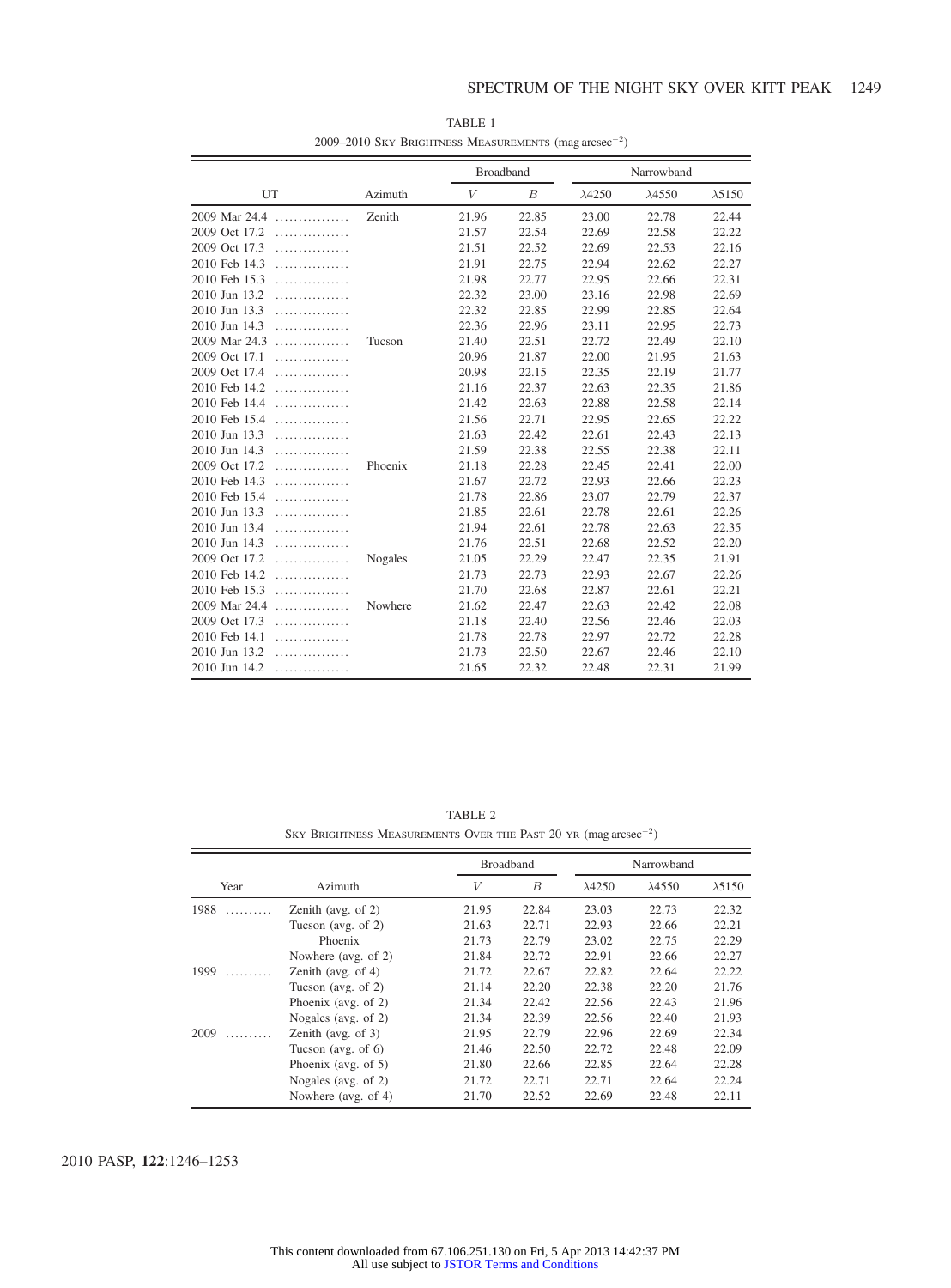TABLE 1
2009–2010 Sky Brightness Measurements (mag arcsec$^{-2}$)

| UT | Azimuth | Broadband | | Narrowband | | |
|---|---|---|---|---|---|---|
| | | $V$ | $B$ | $\lambda$4250 | $\lambda$4550 | $\lambda$5150 |
| 2009 Mar 24.4 | Zenith | 21.96 | 22.85 | 23.00 | 22.78 | 22.44 |
| 2009 Oct 17.2 | | 21.57 | 22.54 | 22.69 | 22.58 | 22.22 |
| 2009 Oct 17.3 | | 21.51 | 22.52 | 22.69 | 22.53 | 22.16 |
| 2010 Feb 14.3 | | 21.91 | 22.75 | 22.94 | 22.62 | 22.27 |
| 2010 Feb 15.3 | | 21.98 | 22.77 | 22.95 | 22.66 | 22.31 |
| 2010 Jun 13.2 | | 22.32 | 23.00 | 23.16 | 22.98 | 22.69 |
| 2010 Jun 13.3 | | 22.32 | 22.85 | 22.99 | 22.85 | 22.64 |
| 2010 Jun 14.3 | | 22.36 | 22.96 | 23.11 | 22.95 | 22.73 |
| 2009 Mar 24.3 | Tucson | 21.40 | 22.51 | 22.72 | 22.49 | 22.10 |
| 2009 Oct 17.1 | | 20.96 | 21.87 | 22.00 | 21.95 | 21.63 |
| 2009 Oct 17.4 | | 20.98 | 22.15 | 22.35 | 22.19 | 21.77 |
| 2010 Feb 14.2 | | 21.16 | 22.37 | 22.63 | 22.35 | 21.86 |
| 2010 Feb 14.4 | | 21.42 | 22.63 | 22.88 | 22.58 | 22.14 |
| 2010 Feb 15.4 | | 21.56 | 22.71 | 22.95 | 22.65 | 22.22 |
| 2010 Jun 13.3 | | 21.63 | 22.42 | 22.61 | 22.43 | 22.13 |
| 2010 Jun 14.3 | | 21.59 | 22.38 | 22.55 | 22.38 | 22.11 |
| 2009 Oct 17.2 | Phoenix | 21.18 | 22.28 | 22.45 | 22.41 | 22.00 |
| 2010 Feb 14.3 | | 21.67 | 22.72 | 22.93 | 22.66 | 22.23 |
| 2010 Feb 15.4 | | 21.78 | 22.86 | 23.07 | 22.79 | 22.37 |
| 2010 Jun 13.3 | | 21.85 | 22.61 | 22.78 | 22.61 | 22.26 |
| 2010 Jun 13.4 | | 21.94 | 22.61 | 22.78 | 22.63 | 22.35 |
| 2010 Jun 14.3 | | 21.76 | 22.51 | 22.68 | 22.52 | 22.20 |
| 2009 Oct 17.2 | Nogales | 21.05 | 22.29 | 22.47 | 22.35 | 21.91 |
| 2010 Feb 14.2 | | 21.73 | 22.73 | 22.93 | 22.67 | 22.26 |
| 2010 Feb 15.3 | | 21.70 | 22.68 | 22.87 | 22.61 | 22.21 |
| 2009 Mar 24.4 | Nowhere | 21.62 | 22.47 | 22.63 | 22.42 | 22.08 |
| 2009 Oct 17.3 | | 21.18 | 22.40 | 22.56 | 22.46 | 22.03 |
| 2010 Feb 14.1 | | 21.78 | 22.78 | 22.97 | 22.72 | 22.28 |
| 2010 Jun 13.2 | | 21.73 | 22.50 | 22.67 | 22.46 | 22.10 |
| 2010 Jun 14.2 | | 21.65 | 22.32 | 22.48 | 22.31 | 21.99 |

TABLE 2
Sky Brightness Measurements Over the Past 20 yr (mag arcsec$^{-2}$)

| Year | Azimuth | Broadband | | Narrowband | | |
|---|---|---|---|---|---|---|
| | | $V$ | $B$ | $\lambda$4250 | $\lambda$4550 | $\lambda$5150 |
| 1988 | Zenith (avg. of 2) | 21.95 | 22.84 | 23.03 | 22.73 | 22.32 |
| | Tucson (avg. of 2) | 21.63 | 22.71 | 22.93 | 22.66 | 22.21 |
| | Phoenix | 21.73 | 22.79 | 23.02 | 22.75 | 22.29 |
| | Nowhere (avg. of 2) | 21.84 | 22.72 | 22.91 | 22.66 | 22.27 |
| 1999 | Zenith (avg. of 4) | 21.72 | 22.67 | 22.82 | 22.64 | 22.22 |
| | Tucson (avg. of 2) | 21.14 | 22.20 | 22.38 | 22.20 | 21.76 |
| | Phoenix (avg. of 2) | 21.34 | 22.42 | 22.56 | 22.43 | 21.96 |
| | Nogales (avg. of 2) | 21.34 | 22.39 | 22.56 | 22.40 | 21.93 |
| 2009 | Zenith (avg. of 3) | 21.95 | 22.79 | 22.96 | 22.69 | 22.34 |
| | Tucson (avg. of 6) | 21.46 | 22.50 | 22.72 | 22.48 | 22.09 |
| | Phoenix (avg. of 5) | 21.80 | 22.66 | 22.85 | 22.64 | 22.28 |
| | Nogales (avg. of 2) | 21.72 | 22.71 | 22.71 | 22.64 | 22.24 |
| | Nowhere (avg. of 4) | 21.70 | 22.52 | 22.69 | 22.48 | 22.11 |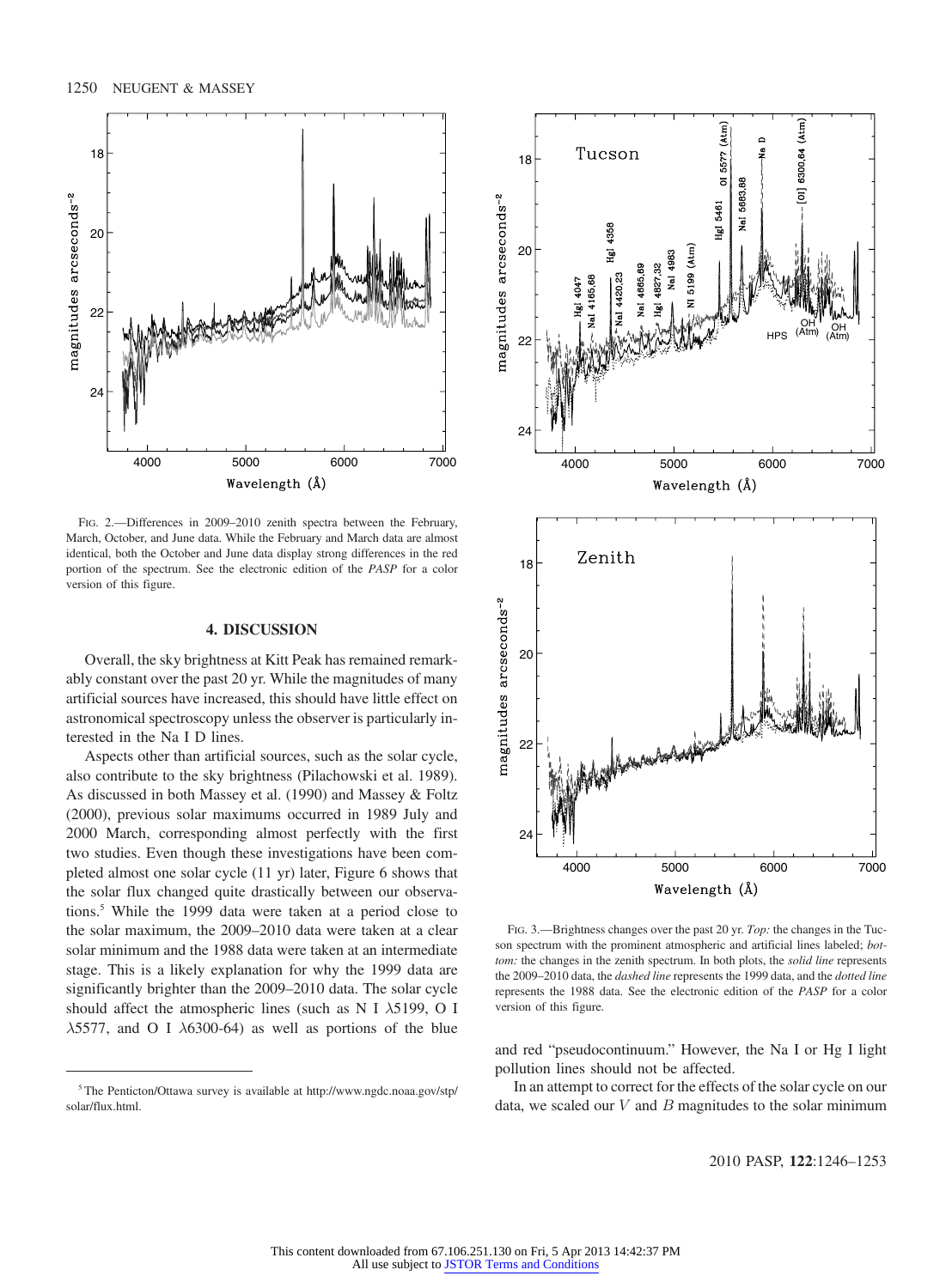FIG. 2.—Differences in 2009–2010 zenith spectra between the February, March, October, and June data. While the February and March data are almost identical, both the October and June data display strong differences in the red portion of the spectrum. See the electronic edition of the *PASP* for a color version of this figure.

FIG. 3.—Brightness changes over the past 20 yr. *Top:* the changes in the Tucson spectrum with the prominent atmospheric and artificial lines labeled; *bottom:* the changes in the zenith spectrum. In both plots, the *solid line* represents the 2009–2010 data, the *dashed line* represents the 1999 data, and the *dotted line* represents the 1988 data. See the electronic edition of the *PASP* for a color version of this figure.

## 4. DISCUSSION

Overall, the sky brightness at Kitt Peak has remained remarkably constant over the past 20 yr. While the magnitudes of many artificial sources have increased, this should have little effect on astronomical spectroscopy unless the observer is particularly interested in the Na I D lines.

Aspects other than artificial sources, such as the solar cycle, also contribute to the sky brightness (Pilachowski et al. 1989). As discussed in both Massey et al. (1990) and Massey & Foltz (2000), previous solar maximums occurred in 1989 July and 2000 March, corresponding almost perfectly with the first two studies. Even though these investigations have been completed almost one solar cycle (11 yr) later, Figure 6 shows that the solar flux changed quite drastically between our observations.[5] While the 1999 data were taken at a period close to the solar maximum, the 2009–2010 data were taken at a clear solar minimum and the 1988 data were taken at an intermediate stage. This is a likely explanation for why the 1999 data are significantly brighter than the 2009–2010 data. The solar cycle should affect the atmospheric lines (such as N I $\lambda$5199, O I $\lambda$5577, and O I $\lambda$6300-64) as well as portions of the blue and red "pseudocontinuum." However, the Na I or Hg I light pollution lines should not be affected.

In an attempt to correct for the effects of the solar cycle on our data, we scaled our $V$ and $B$ magnitudes to the solar minimum

[5] The Penticton/Ottawa survey is available at http://www.ngdc.noaa.gov/stp/solar/flux.html.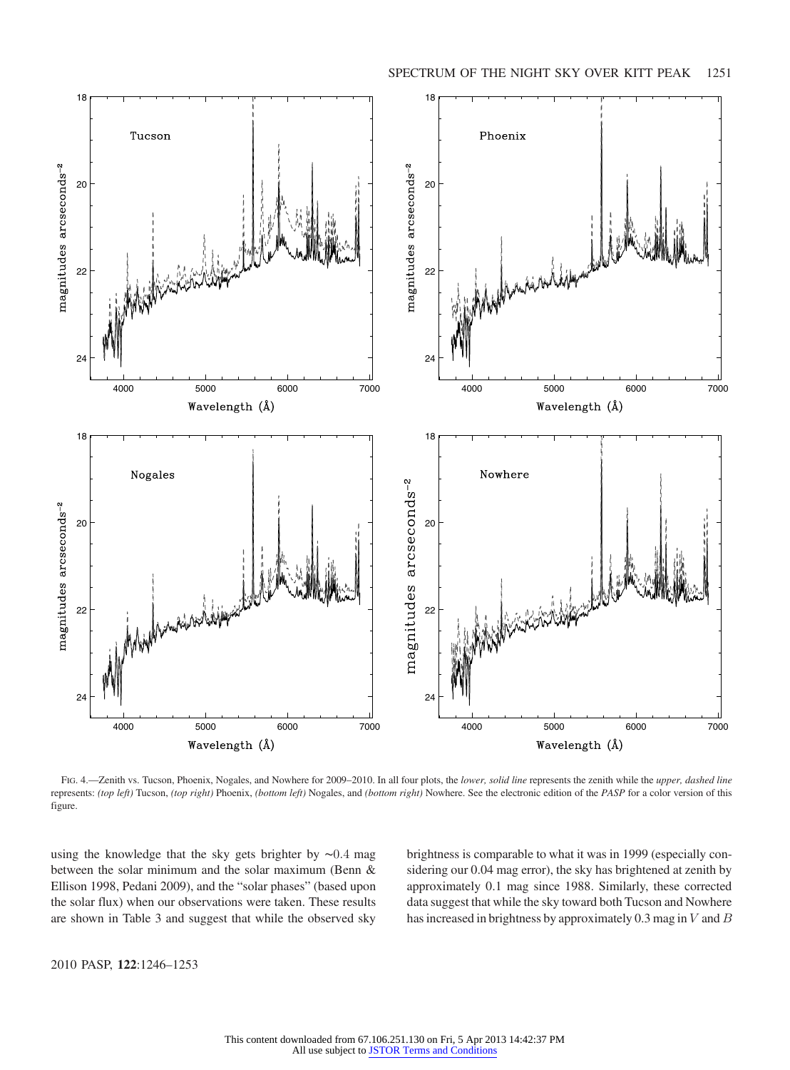FIG. 4.—Zenith vs. Tucson, Phoenix, Nogales, and Nowhere for 2009–2010. In all four plots, the *lower, solid line* represents the zenith while the *upper, dashed line* represents: *(top left)* Tucson, *(top right)* Phoenix, *(bottom left)* Nogales, and *(bottom right)* Nowhere. See the electronic edition of the *PASP* for a color version of this figure.

using the knowledge that the sky gets brighter by ∼0.4 mag between the solar minimum and the solar maximum (Benn & Ellison 1998, Pedani 2009), and the "solar phases" (based upon the solar flux) when our observations were taken. These results are shown in Table 3 and suggest that while the observed sky brightness is comparable to what it was in 1999 (especially considering our 0.04 mag error), the sky has brightened at zenith by approximately 0.1 mag since 1988. Similarly, these corrected data suggest that while the sky toward both Tucson and Nowhere has increased in brightness by approximately 0.3 mag in $V$ and $B$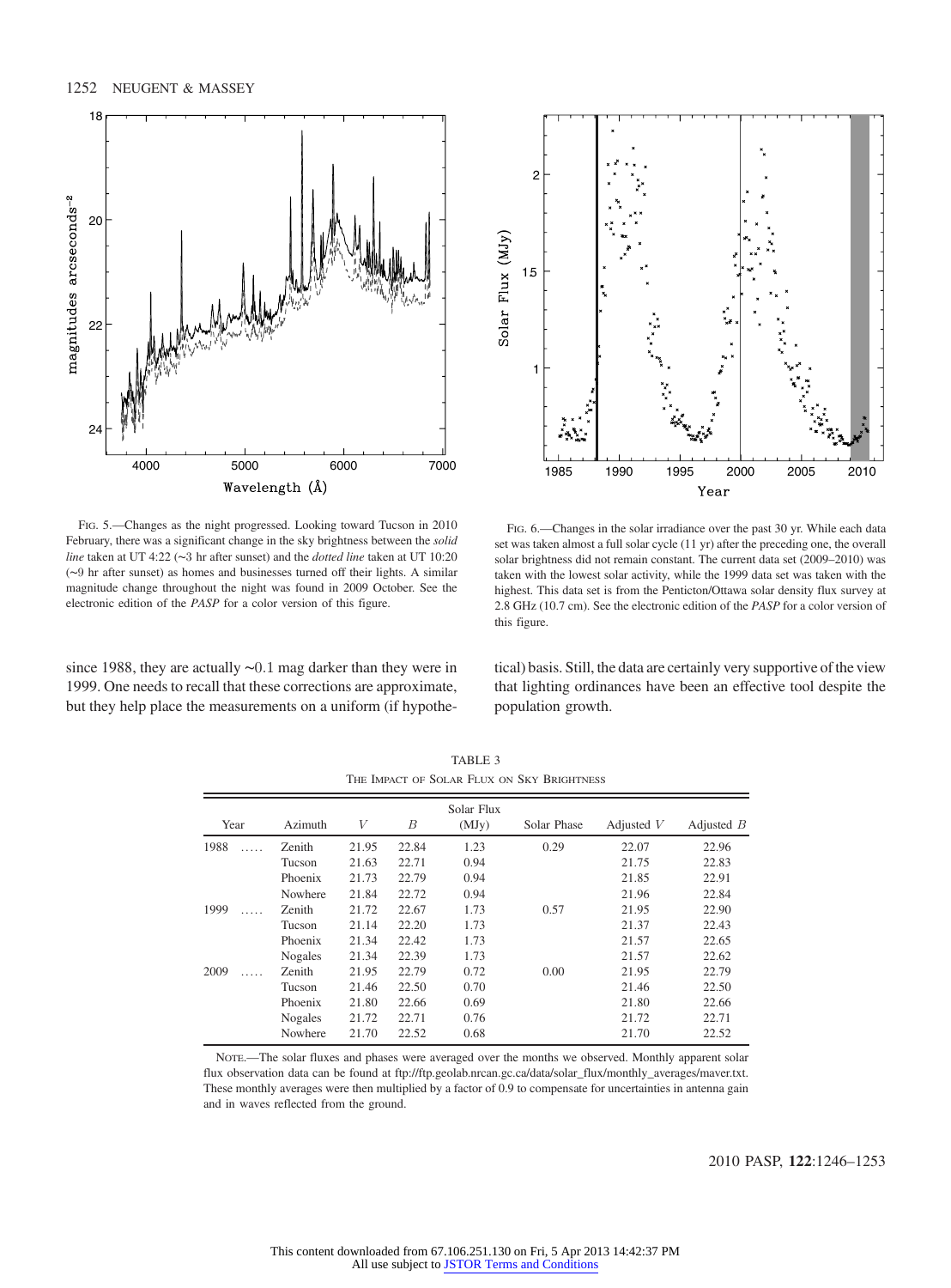FIG. 5.—Changes as the night progressed. Looking toward Tucson in 2010 February, there was a significant change in the sky brightness between the *solid line* taken at UT 4:22 (∼3 hr after sunset) and the *dotted line* taken at UT 10:20 (∼9 hr after sunset) as homes and businesses turned off their lights. A similar magnitude change throughout the night was found in 2009 October. See the electronic edition of the *PASP* for a color version of this figure.

FIG. 6.—Changes in the solar irradiance over the past 30 yr. While each data set was taken almost a full solar cycle (11 yr) after the preceding one, the overall solar brightness did not remain constant. The current data set (2009–2010) was taken with the lowest solar activity, while the 1999 data set was taken with the highest. This data set is from the Penticton/Ottawa solar density flux survey at 2.8 GHz (10.7 cm). See the electronic edition of the *PASP* for a color version of this figure.

since 1988, they are actually ∼0.1 mag darker than they were in 1999. One needs to recall that these corrections are approximate, but they help place the measurements on a uniform (if hypothetical) basis. Still, the data are certainly very supportive of the view that lighting ordinances have been an effective tool despite the population growth.

TABLE 3
THE IMPACT OF SOLAR FLUX ON SKY BRIGHTNESS

| Year | Azimuth | $V$ | $B$ | Solar Flux (MJy) | Solar Phase | Adjusted $V$ | Adjusted $B$ |
|---|---|---|---|---|---|---|---|
| 1988 ..... | Zenith | 21.95 | 22.84 | 1.23 | 0.29 | 22.07 | 22.96 |
| | Tucson | 21.63 | 22.71 | 0.94 | | 21.75 | 22.83 |
| | Phoenix | 21.73 | 22.79 | 0.94 | | 21.85 | 22.91 |
| | Nowhere | 21.84 | 22.72 | 0.94 | | 21.96 | 22.84 |
| 1999 ..... | Zenith | 21.72 | 22.67 | 1.73 | 0.57 | 21.95 | 22.90 |
| | Tucson | 21.14 | 22.20 | 1.73 | | 21.37 | 22.43 |
| | Phoenix | 21.34 | 22.42 | 1.73 | | 21.57 | 22.65 |
| | Nogales | 21.34 | 22.39 | 1.73 | | 21.57 | 22.62 |
| 2009 ..... | Zenith | 21.95 | 22.79 | 0.72 | 0.00 | 21.95 | 22.79 |
| | Tucson | 21.46 | 22.50 | 0.70 | | 21.46 | 22.50 |
| | Phoenix | 21.80 | 22.66 | 0.69 | | 21.80 | 22.66 |
| | Nogales | 21.72 | 22.71 | 0.76 | | 21.72 | 22.71 |
| | Nowhere | 21.70 | 22.52 | 0.68 | | 21.70 | 22.52 |

NOTE.—The solar fluxes and phases were averaged over the months we observed. Monthly apparent solar flux observation data can be found at ftp://ftp.geolab.nrcan.gc.ca/data/solar_flux/monthly_averages/maver.txt. These monthly averages were then multiplied by a factor of 0.9 to compensate for uncertainties in antenna gain and in waves reflected from the ground.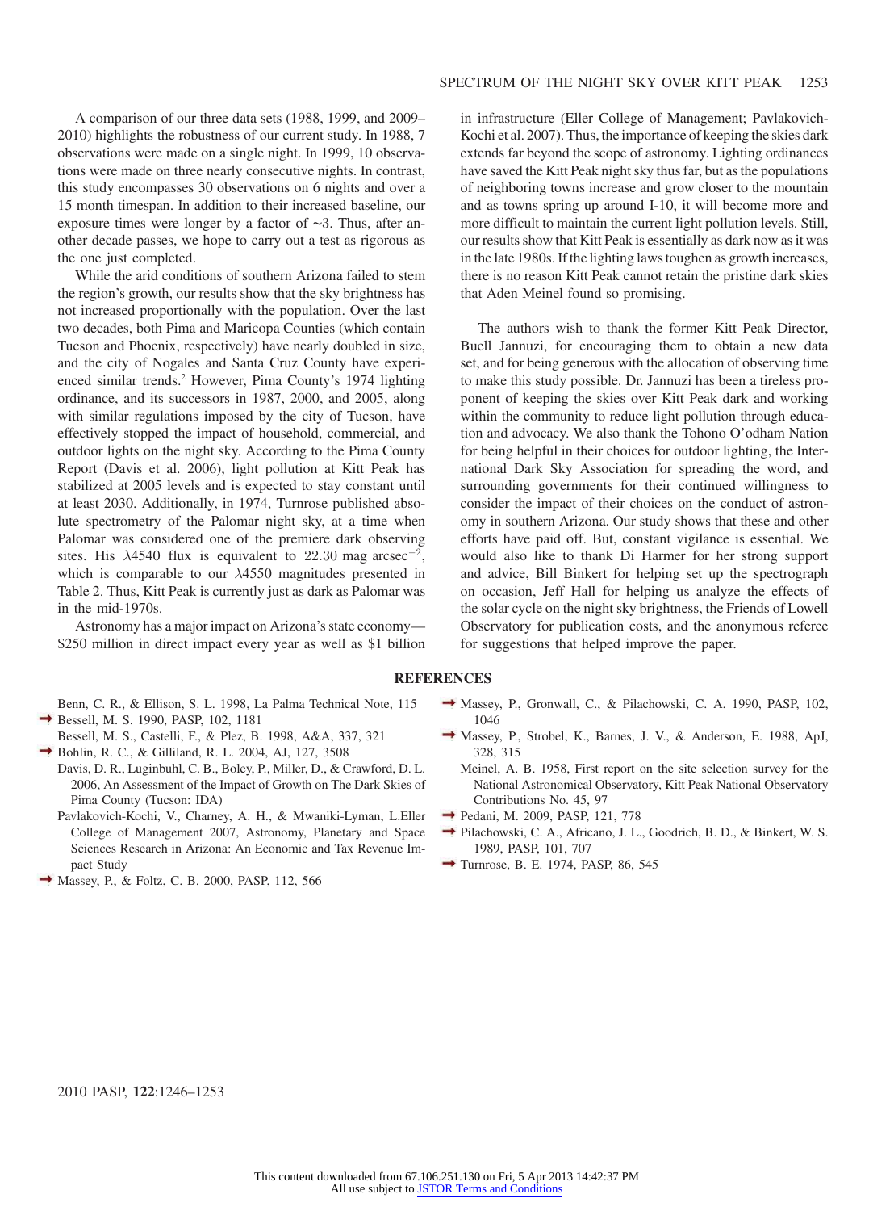A comparison of our three data sets (1988, 1999, and 2009–2010) highlights the robustness of our current study. In 1988, 7 observations were made on a single night. In 1999, 10 observations were made on three nearly consecutive nights. In contrast, this study encompasses 30 observations on 6 nights and over a 15 month timespan. In addition to their increased baseline, our exposure times were longer by a factor of ~3. Thus, after another decade passes, we hope to carry out a test as rigorous as the one just completed.

While the arid conditions of southern Arizona failed to stem the region's growth, our results show that the sky brightness has not increased proportionally with the population. Over the last two decades, both Pima and Maricopa Counties (which contain Tucson and Phoenix, respectively) have nearly doubled in size, and the city of Nogales and Santa Cruz County have experienced similar trends.[2] However, Pima County's 1974 lighting ordinance, and its successors in 1987, 2000, and 2005, along with similar regulations imposed by the city of Tucson, have effectively stopped the impact of household, commercial, and outdoor lights on the night sky. According to the Pima County Report (Davis et al. 2006), light pollution at Kitt Peak has stabilized at 2005 levels and is expected to stay constant until at least 2030. Additionally, in 1974, Turnrose published absolute spectrometry of the Palomar night sky, at a time when Palomar was considered one of the premiere dark observing sites. His $\lambda4540$ flux is equivalent to 22.30 mag arcsec$^{-2}$, which is comparable to our $\lambda4550$ magnitudes presented in Table 2. Thus, Kitt Peak is currently just as dark as Palomar was in the mid-1970s.

Astronomy has a major impact on Arizona's state economy—$250 million in direct impact every year as well as $1 billion in infrastructure (Eller College of Management; Pavlakovich-Kochi et al. 2007). Thus, the importance of keeping the skies dark extends far beyond the scope of astronomy. Lighting ordinances have saved the Kitt Peak night sky thus far, but as the populations of neighboring towns increase and grow closer to the mountain and as towns spring up around I-10, it will become more and more difficult to maintain the current light pollution levels. Still, our results show that Kitt Peak is essentially as dark now as it was in the late 1980s. If the lighting laws toughen as growth increases, there is no reason Kitt Peak cannot retain the pristine dark skies that Aden Meinel found so promising.

The authors wish to thank the former Kitt Peak Director, Buell Jannuzi, for encouraging them to obtain a new data set, and for being generous with the allocation of observing time to make this study possible. Dr. Jannuzi has been a tireless proponent of keeping the skies over Kitt Peak dark and working within the community to reduce light pollution through education and advocacy. We also thank the Tohono O'odham Nation for being helpful in their choices for outdoor lighting, the International Dark Sky Association for spreading the word, and surrounding governments for their continued willingness to consider the impact of their choices on the conduct of astronomy in southern Arizona. Our study shows that these and other efforts have paid off. But, constant vigilance is essential. We would also like to thank Di Harmer for her strong support and advice, Bill Binkert for helping set up the spectrograph on occasion, Jeff Hall for helping us analyze the effects of the solar cycle on the night sky brightness, the Friends of Lowell Observatory for publication costs, and the anonymous referee for suggestions that helped improve the paper.

## REFERENCES

Benn, C. R., & Ellison, S. L. 1998, La Palma Technical Note, 115

Bessell, M. S. 1990, PASP, 102, 1181

Bessell, M. S., Castelli, F., & Plez, B. 1998, A&A, 337, 321

Bohlin, R. C., & Gilliland, R. L. 2004, AJ, 127, 3508

Davis, D. R., Luginbuhl, C. B., Boley, P., Miller, D., & Crawford, D. L. 2006, An Assessment of the Impact of Growth on The Dark Skies of Pima County (Tucson: IDA)

Pavlakovich-Kochi, V., Charney, A. H., & Mwaniki-Lyman, L.Eller College of Management 2007, Astronomy, Planetary and Space Sciences Research in Arizona: An Economic and Tax Revenue Impact Study

Massey, P., & Foltz, C. B. 2000, PASP, 112, 566

Massey, P., Gronwall, C., & Pilachowski, C. A. 1990, PASP, 102, 1046

Massey, P., Strobel, K., Barnes, J. V., & Anderson, E. 1988, ApJ, 328, 315

Meinel, A. B. 1958, First report on the site selection survey for the National Astronomical Observatory, Kitt Peak National Observatory Contributions No. 45, 97

Pedani, M. 2009, PASP, 121, 778

Pilachowski, C. A., Africano, J. L., Goodrich, B. D., & Binkert, W. S. 1989, PASP, 101, 707

Turnrose, B. E. 1974, PASP, 86, 545